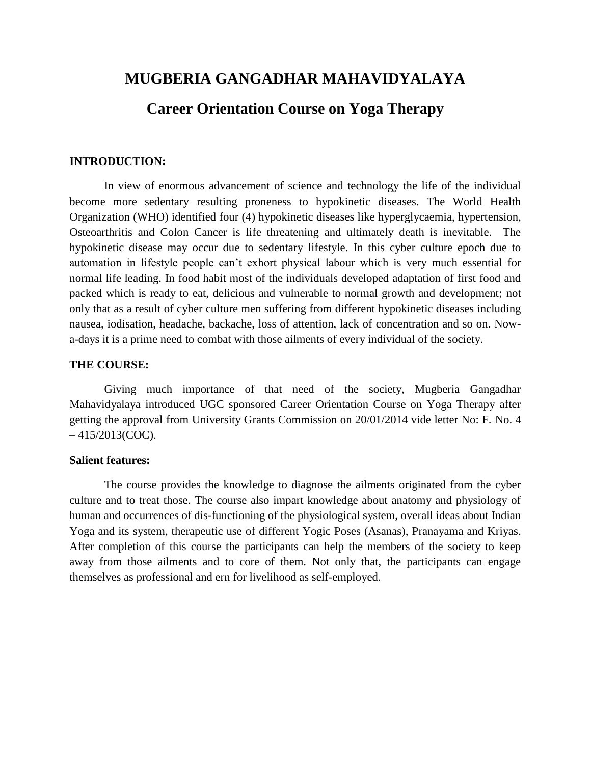# MUGBERIA GANGADHAR MAHAVIDYALAYA

## Career Orientation Course on Yoga Therapy

**INTRODUCTION:**

In view of enormous advancement of science and technology the life of the individual become more sedentary resulting proneness to hypokinetic diseases. The World Health Organization (WHO) identified four (4) hypokinetic diseases like hyperglycaemia, hypertension, Osteoarthritis and Colon Cancer is life threatening and ultimately death is inevitable. The hypokinetic disease may occur due to sedentary lifestyle. In this cyber culture epoch due to automation in lifestyle people can't exhort physical labour which is very much essential for normal life leading. In food habit most of the individuals developed adaptation of first food and packed which is ready to eat, delicious and vulnerable to normal growth and development; not only that as a result of cyber culture men suffering from different hypokinetic diseases including nausea, iodisation, headache, backache, loss of attention, lack of concentration and so on. Now-a-days it is a prime need to combat with those ailments of every individual of the society.

**THE COURSE:**

Giving much importance of that need of the society, Mugberia Gangadhar Mahavidyalaya introduced UGC sponsored Career Orientation Course on Yoga Therapy after getting the approval from University Grants Commission on 20/01/2014 vide letter No: F. No. 4 – 415/2013(COC).

**Salient features:**

The course provides the knowledge to diagnose the ailments originated from the cyber culture and to treat those. The course also impart knowledge about anatomy and physiology of human and occurrences of dis-functioning of the physiological system, overall ideas about Indian Yoga and its system, therapeutic use of different Yogic Poses (Asanas), Pranayama and Kriyas. After completion of this course the participants can help the members of the society to keep away from those ailments and to core of them. Not only that, the participants can engage themselves as professional and ern for livelihood as self-employed.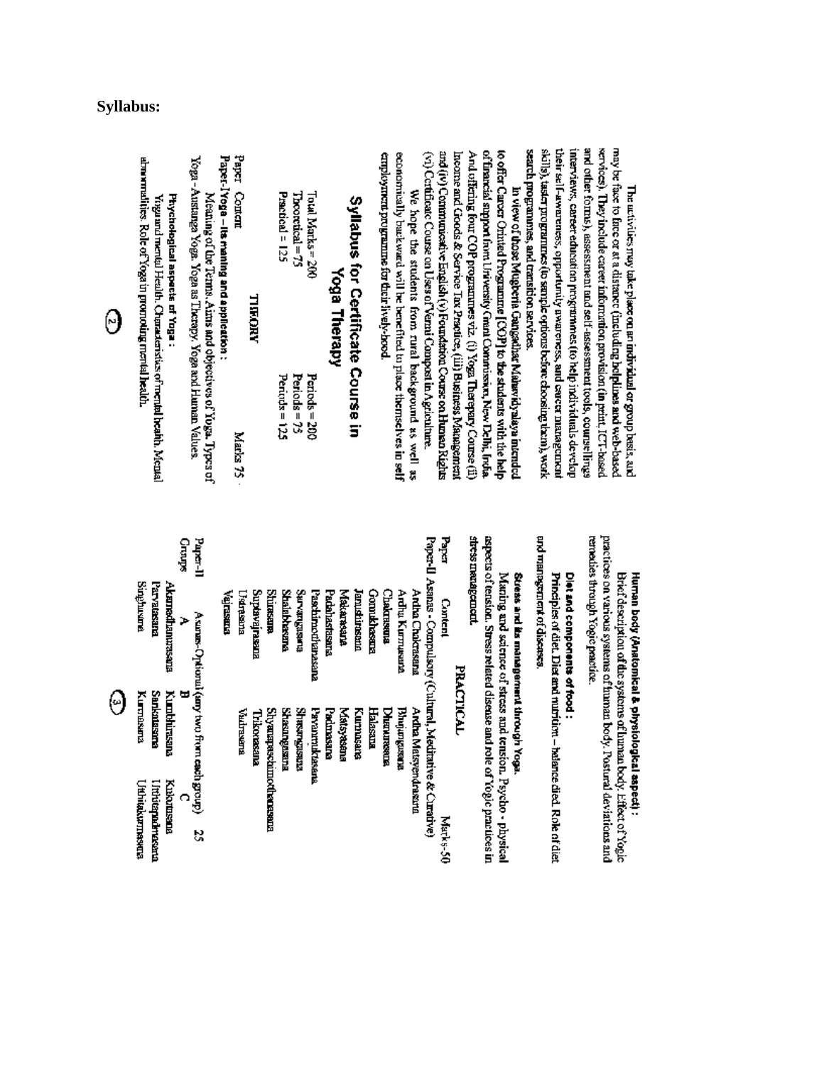**Syllabus:**

The activities may take place on an individual or group basis, and may be face to face or at a distance (including helplines and web-based services). They include career information provision (in print, ICT-based and other forms), assessment and self-assessment tools, counsellings interviews, career education programmes (to help individuals develop their self-awareness, opportunity awareness, and career management skills), taster programmes (to sample options before choosing them), work search programmes, and transition services.

In view of these Mugberia Gangadhar Mahavidyalaya intended to offer Career Oriented Programme [COP] to the students with the help of financial support from University Grant Commission, New Delhi, India. And offering four COP programmes viz. (i) Yoga Therapy Course (ii) Income and Goods & Service Tax Practice, (iii) Business Management and (iv) Communicative English (v) Foundation Course on Human Rights (vi) Certificate Course on Uses of Vermi Compost in Agriculture.

We hope the students from rural background as well as economically backward will be benefited to place themselves in self employment programme for their lively-hood.

## Syllabus for Certificate Course in Yoga Therapy

| | |
|---|---|
| Total Marks = 200 | Periods = 200 |
| Theoretical = 75 | Periods = 75 |
| Practical = 125 | Periods = 125 |

### THEORY

Paper Content — Marks 75

**Paper-I Yoga – Its meaning and application :**

Meaning of the Terms. Aims and objectives of Yoga. Types of Yoga - Austanga Yoga. Yoga as Therapy. Yoga and Human Values.

**Psychological aspects of Yoga :**

Yoga and mental Health. Characteristics of mental health. Mental abnormalities. Role of Yoga in promoting mental health.

**Human body (Anatomical & physiological aspect) :**

Brief description of the systems of human body. Effect of Yogic practices on various systems of human body. Postural deviations and remedies through Yogic practice.

**Diet and components of food :**

Principles of diet. Diet and nutrition – balance diet. Role of diet and management of diseases.

**Stress and its management through Yoga.**

Meaning and science of stress and tension. Psycho - physical aspects of tension. Stress related disease and role of Yogic practices in stress management.

### PRACTICAL

Paper Content — Marks-50

Paper-II Asanas - Compulsory (Cultural, Meditative & Curative)

| | |
|---|---|
| Ardha Chakrasana | Ardha Matsyendrasana |
| Ardha Kurmasana | Bhujangasana |
| Chakrasana | Dhanurasana |
| Gomukhasana | Halasana |
| Janushirasana | Kurmasana |
| Makarasana | Matsyasana |
| Padahastasana | Padmasana |
| Paschimottanasana | Pavanmuktasana |
| Sarvangasana | Shavasana |
| Shalabhasana | Shasangasana |
| Shirasana | Shyanapaschimottanasana |
| Suptavajrasana | Trikonasana |
| Ustrasana | Vadrasana |
| Vajrasana | |

Paper-II Asanas-Optional (any two from each group) 25

| Groups A | B | C |
|---|---|---|
| Akarnadhanurasana | Kumbhirasana | Kukutasana |
| Parvatasana | Sankatasana | Uttitapadmasana |
| Singhasana | Kurmasana | Uttitakurmasana |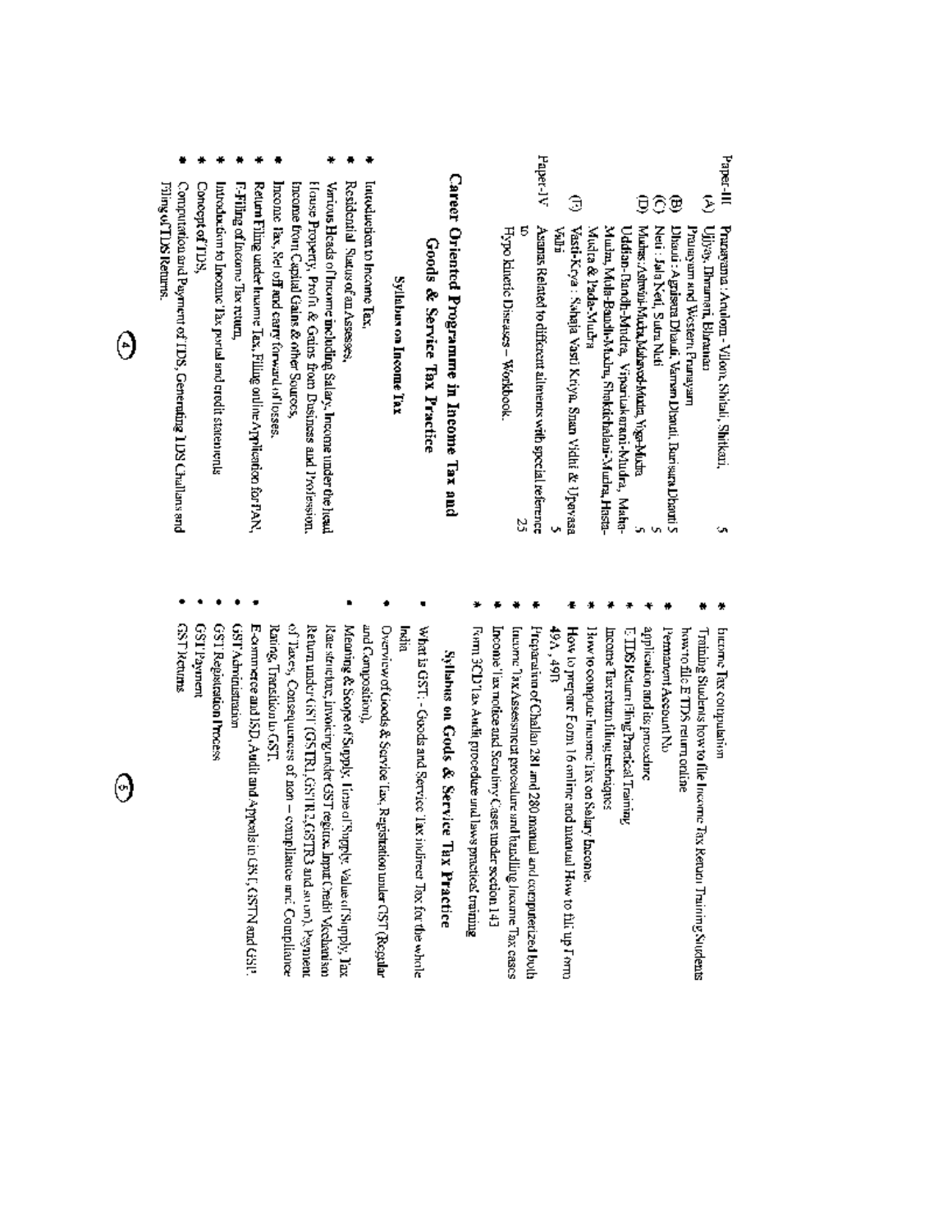Paper-III Pranayama : Anulom - Vilom, Shitali, Shitkari, 5

(A) Ujjayi, Bhramari, Bhastrika
Pranayam and Western Pranayam

(B) Dhauti : Agnisara Dhauti, Vaman Dhauti, Barisara Dhauti 5

(C) Neti : Jala Neti, Sutra Neti 5

(D) Mudra: Ashwini-Mudra, Mahaved-Mudra, Yoga-Mudra 5
Uddian-Bandh-Mudra, Viparitakarani-Mudra, Maha-Mudra, Mula-Bandh-Mudra, Shaktichalani-Mudra, Hasta-Mudra & Pada-Mudra

(E) Vasti-Kriya : Sahaja Vasti Kriya, Snan Vidhi & Upavasa Vidhi 5

Paper-IV Asanas Related to different ailments with special reference to Hypo kinetic Diseases – Workbook. 25

## Career Oriented Programme in Income Tax and Goods & Service Tax Practice

### Syllabus on Income Tax

* Introduction to Income Tax,
* Residential Status of an Assessee,
* Various Heads of Income including Salary, Income under the head House Property, Profit & Gains from Business and Profession, Income from Capital Gains & other Sources,
* Income Tax, Set off and carry forward of losses,
* Return Filing under Income Tax, Filing online Application for PAN,
* E-Filing of Income Tax return,
* Introduction to Income Tax portal and credit statements
* Concept of TDS,
* Computation and Payment of TDS, Generating TDS Challans and Filing of TDS Returns.
* Income Tax computation
* Training Students how to file Income Tax Return Training Students how to file E TDS return online
* Permanent Account No application and its procedure
* E TDS Return Filing Practical Training
* Income Tax return filing techniques
* How to compute Income Tax on Salary Income.
* How to prepare Form 16 online and manual How to fill up Form 49A, 49B
* Preparation of Challan 281 and 280 manual and computerized both
* Income Tax Assessment procedure and handling Income Tax cases
* Income Tax notice and Scrutiny Cases under section 143
* Form 3CD Tax Audit procedure and laws practical training

### Syllabus on Gods & Service Tax Practice

* What is GST : - Goods and Service Tax indirect Tax for the whole India
* Overview of Goods & Service Tax, Registration under GST (Regular and Composition),
* Meaning & Scope of Supply, Time of Supply, Value of Supply, Tax Rate structure, invoicing under GST regime, Input Credit Mechanism Return under GST (GSTR1, GSTR2, GSTR3 and so on), Payment of Taxes, Consequences of non – compliance and Compliance Rating, Transition to GST,
* E-commerce and ISD, Audit and Appeals in GST, GSTN and GSP.
* GST Administration
* GST Registration Process
* GST Payment
* GST Returns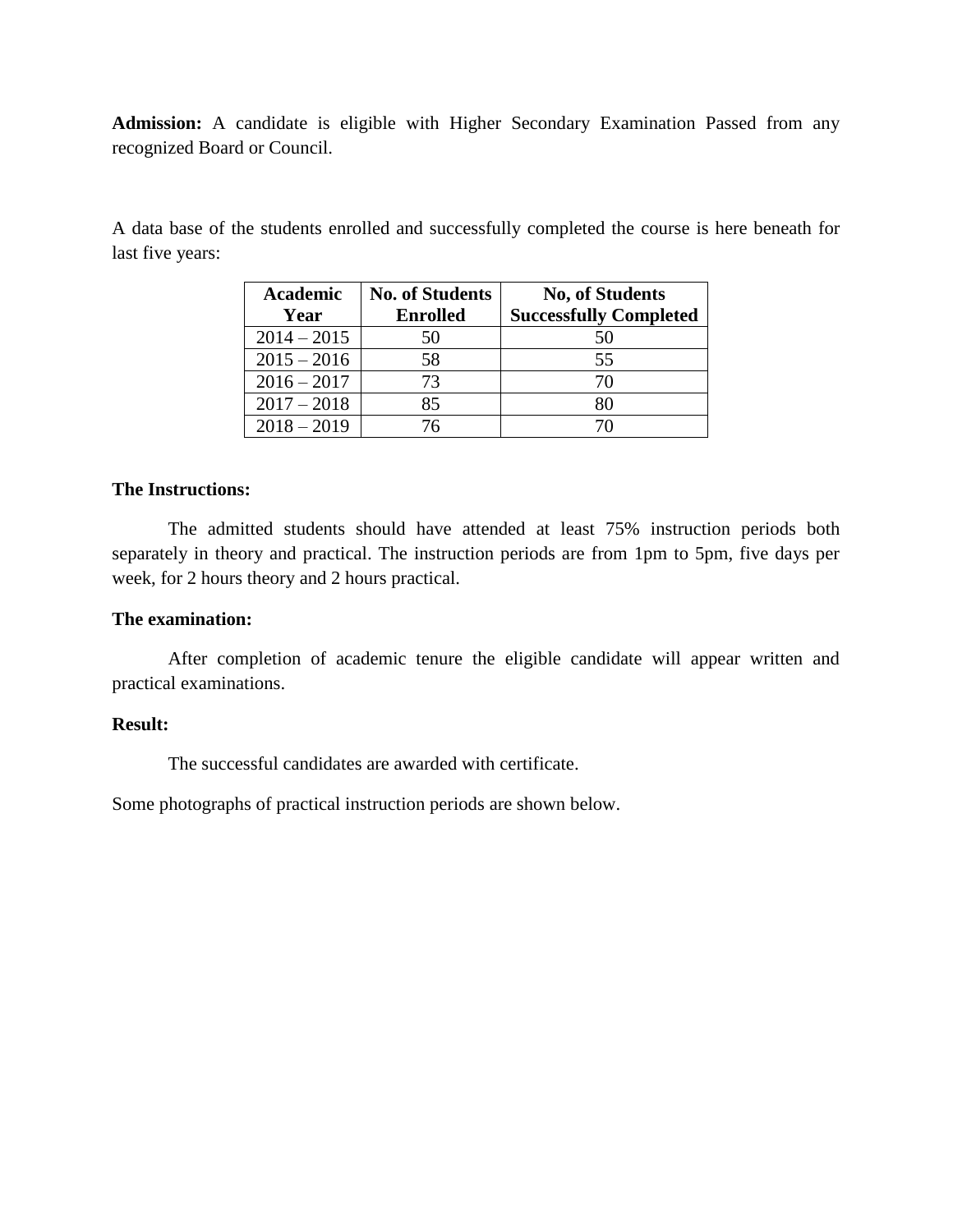**Admission:** A candidate is eligible with Higher Secondary Examination Passed from any recognized Board or Council.

A data base of the students enrolled and successfully completed the course is here beneath for last five years:

| Academic Year | No. of Students Enrolled | No, of Students Successfully Completed |
|---|---|---|
| 2014 – 2015 | 50 | 50 |
| 2015 – 2016 | 58 | 55 |
| 2016 – 2017 | 73 | 70 |
| 2017 – 2018 | 85 | 80 |
| 2018 – 2019 | 76 | 70 |

**The Instructions:**

The admitted students should have attended at least 75% instruction periods both separately in theory and practical. The instruction periods are from 1pm to 5pm, five days per week, for 2 hours theory and 2 hours practical.

**The examination:**

After completion of academic tenure the eligible candidate will appear written and practical examinations.

**Result:**

The successful candidates are awarded with certificate.

Some photographs of practical instruction periods are shown below.